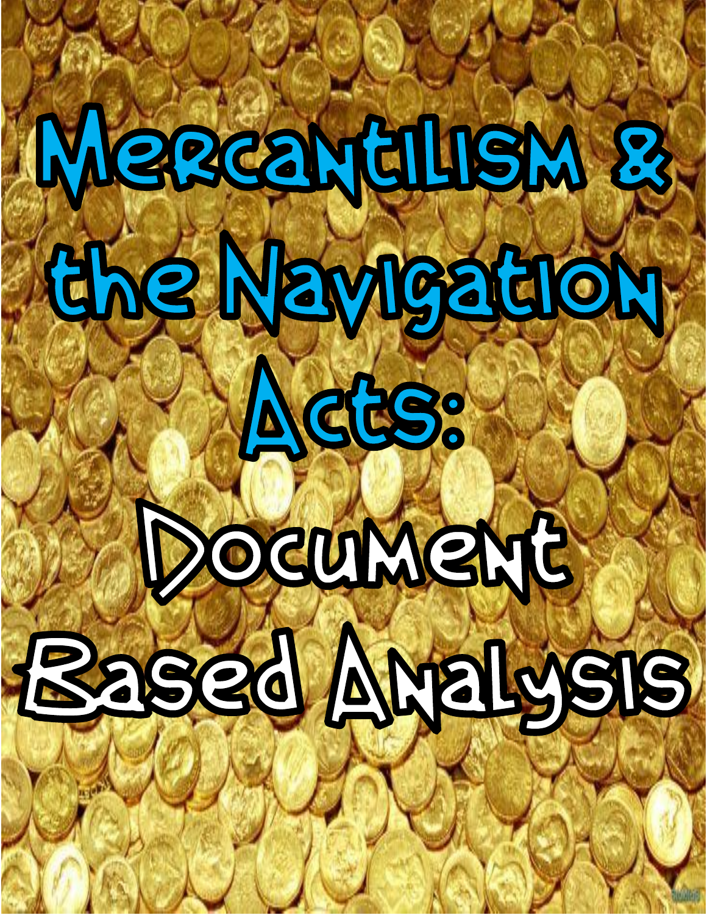# Mercantilism & the Navigation Acts:

# Document Based Analysis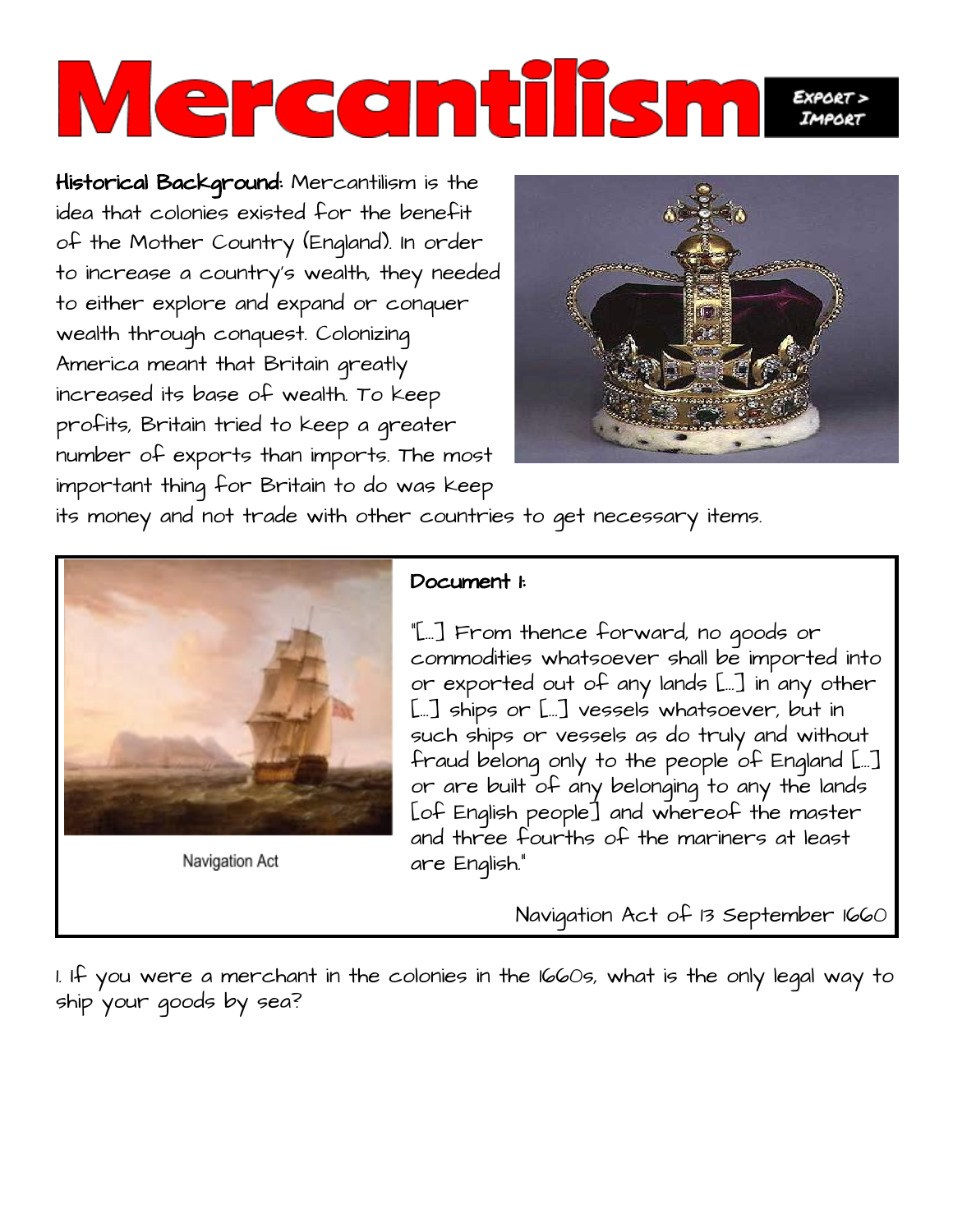# Mercantilism

**EXPORT > IMPORT**

**Historical Background:** Mercantilism is the idea that colonies existed for the benefit of the Mother Country (England). In order to increase a country's wealth, they needed to either explore and expand or conquer wealth through conquest. Colonizing America meant that Britain greatly increased its base of wealth. To keep profits, Britain tried to keep a greater number of exports than imports. The most important thing for Britain to do was keep its money and not trade with other countries to get necessary items.

Navigation Act

**Document 1:**

"[...] From thence forward, no goods or commodities whatsoever shall be imported into or exported out of any lands [...] in any other [...] ships or [...] vessels whatsoever, but in such ships or vessels as do truly and without fraud belong only to the people of England [...] or are built of any belonging to any the lands [of English people] and whereof the master and three fourths of the mariners at least are English."

Navigation Act of 13 September 1660

1. If you were a merchant in the colonies in the 1660s, what is the only legal way to ship your goods by sea?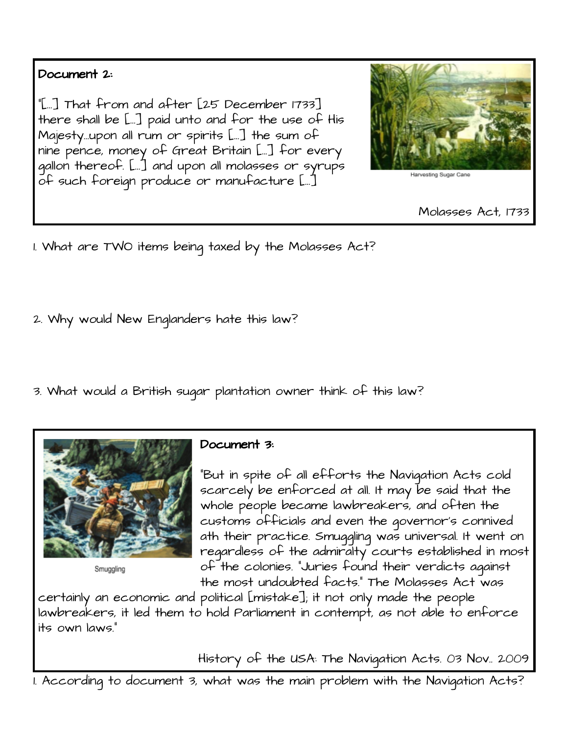**Document 2:**

"[...] That from and after [25 December 1733] there shall be [...] paid unto and for the use of His Majesty...upon all rum or spirits [...] the sum of nine pence, money of Great Britain [...] for every gallon thereof. [...] and upon all molasses or syrups of such foreign produce or manufacture [...]

Harvesting Sugar Cane

Molasses Act, 1733

1. What are TWO items being taxed by the Molasses Act?

2. Why would New Englanders hate this law?

3. What would a British sugar plantation owner think of this law?

Smuggling

**Document 3:**

"But in spite of all efforts the Navigation Acts cold scarcely be enforced at all. It may be said that the whole people became lawbreakers, and often the customs officials and even the governor's connived ath their practice. Smuggling was universal. It went on regardless of the admiralty courts established in most of the colonies. "Juries found their verdicts against the most undoubted facts." The Molasses Act was certainly an economic and political [mistake]; it not only made the people lawbreakers, it led them to hold Parliament in contempt, as not able to enforce its own laws."

History of the USA: The Navigation Acts. 03 Nov.. 2009

1. According to document 3, what was the main problem with the Navigation Acts?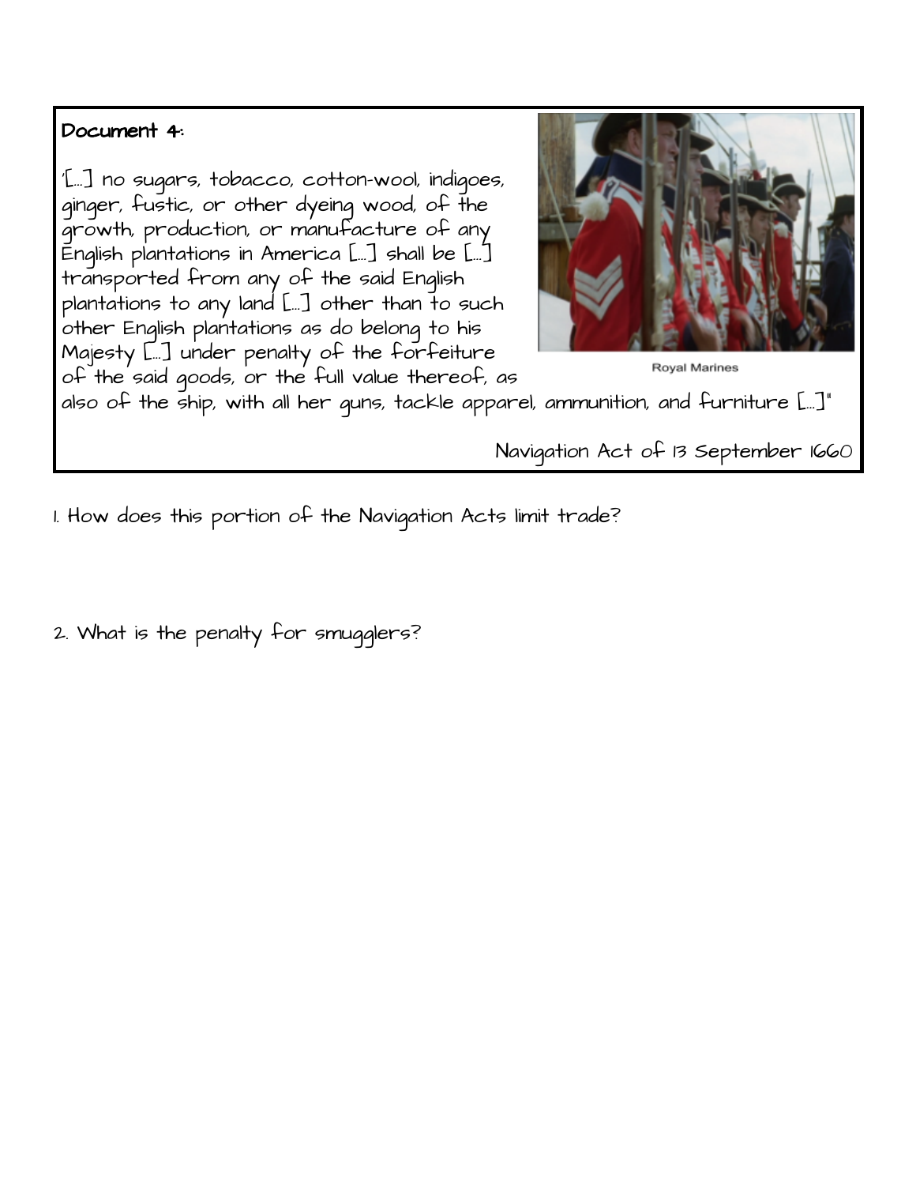**Document 4:**

'[...] no sugars, tobacco, cotton-wool, indigoes, ginger, fustic, or other dyeing wood, of the growth, production, or manufacture of any English plantations in America [...] shall be [...] transported from any of the said English plantations to any land [...] other than to such other English plantations as do belong to his Majesty [...] under penalty of the forfeiture of the said goods, or the full value thereof, as also of the ship, with all her guns, tackle apparel, ammunition, and furniture [...]"

Royal Marines

Navigation Act of 13 September 1660

1. How does this portion of the Navigation Acts limit trade?

2. What is the penalty for smugglers?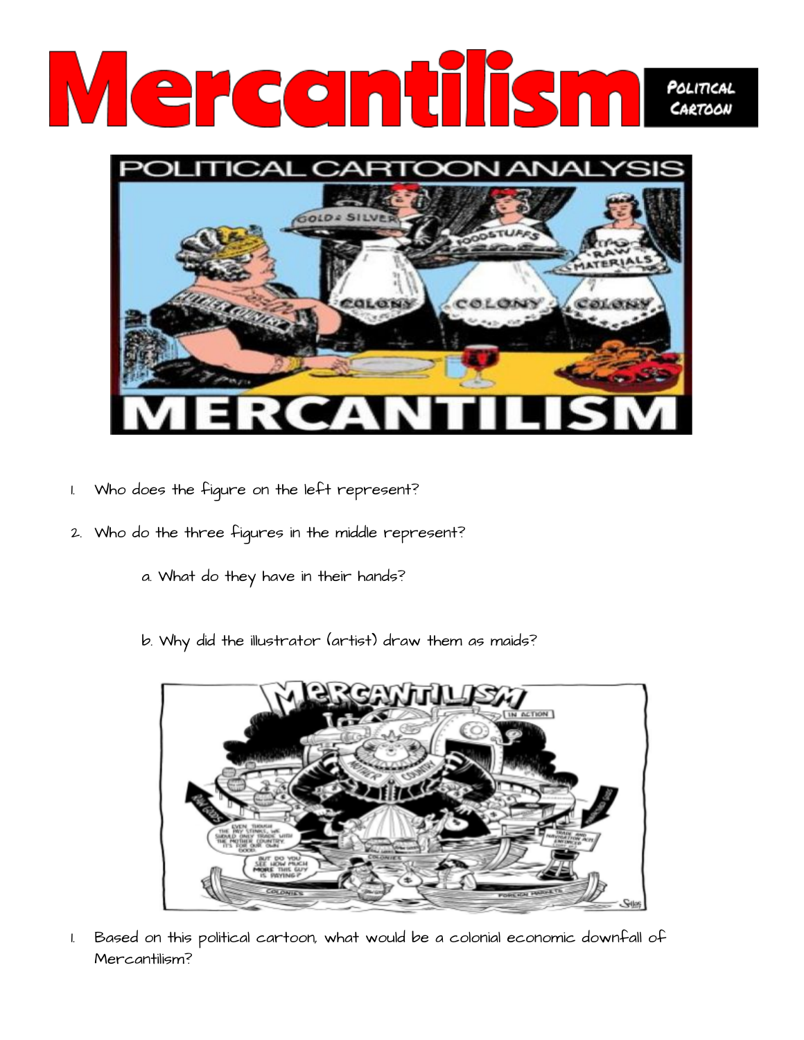# Mercantilism

**Political Cartoon**

1. Who does the figure on the left represent?

2. Who do the three figures in the middle represent?

   a. What do they have in their hands?

   b. Why did the illustrator (artist) draw them as maids?

1. Based on this political cartoon, what would be a colonial economic downfall of Mercantilism?